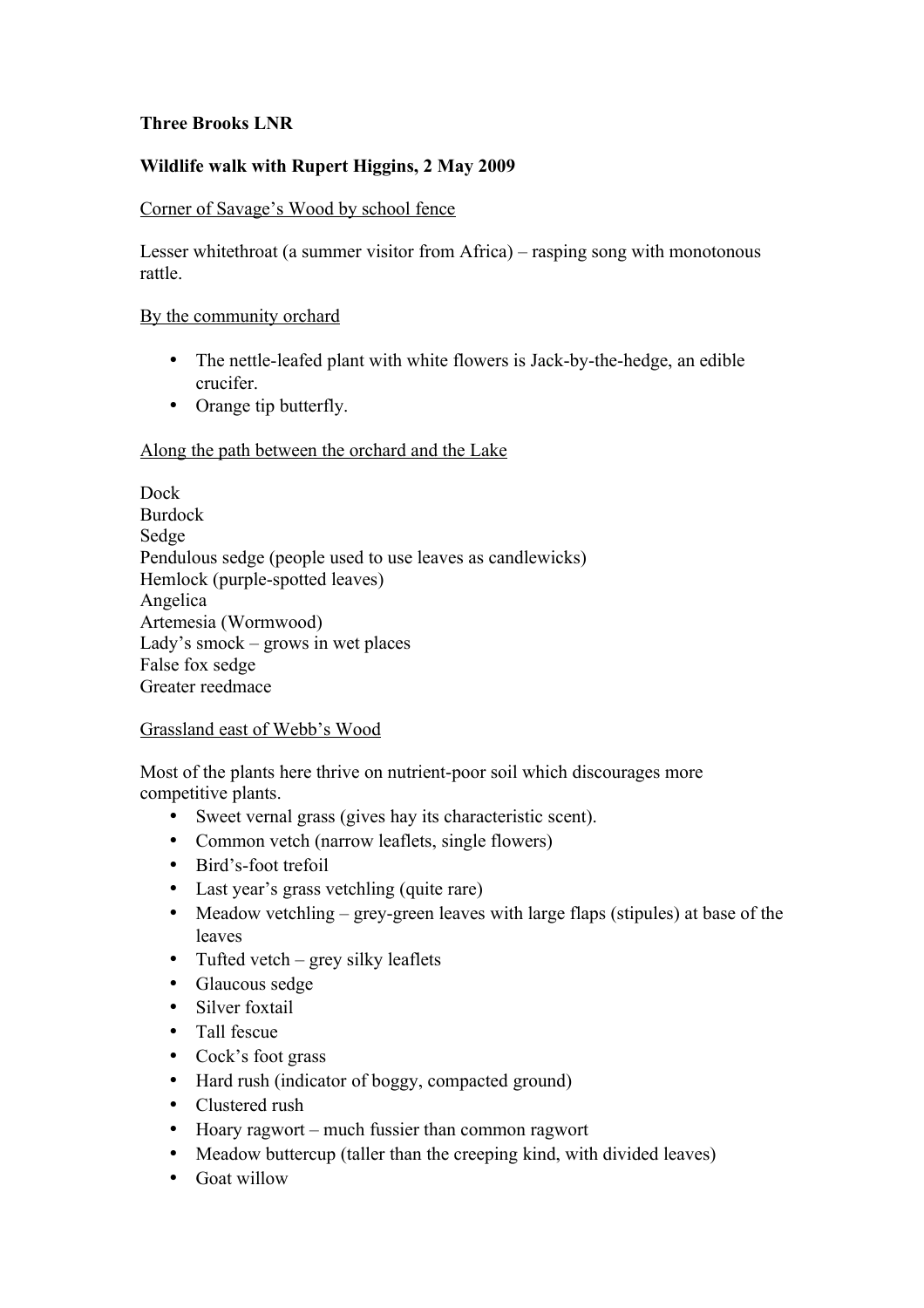**Three Brooks LNR**

**Wildlife walk with Rupert Higgins, 2 May 2009**

<u>Corner of Savage's Wood by school fence</u>

Lesser whitethroat (a summer visitor from Africa) – rasping song with monotonous rattle.

<u>By the community orchard</u>

- The nettle-leafed plant with white flowers is Jack-by-the-hedge, an edible crucifer.
- Orange tip butterfly.

<u>Along the path between the orchard and the Lake</u>

Dock  
Burdock  
Sedge  
Pendulous sedge (people used to use leaves as candlewicks)  
Hemlock (purple-spotted leaves)  
Angelica  
Artemesia (Wormwood)  
Lady's smock – grows in wet places  
False fox sedge  
Greater reedmace

<u>Grassland east of Webb's Wood</u>

Most of the plants here thrive on nutrient-poor soil which discourages more competitive plants.

- Sweet vernal grass (gives hay its characteristic scent).
- Common vetch (narrow leaflets, single flowers)
- Bird's-foot trefoil
- Last year's grass vetchling (quite rare)
- Meadow vetchling – grey-green leaves with large flaps (stipules) at base of the leaves
- Tufted vetch – grey silky leaflets
- Glaucous sedge
- Silver foxtail
- Tall fescue
- Cock's foot grass
- Hard rush (indicator of boggy, compacted ground)
- Clustered rush
- Hoary ragwort – much fussier than common ragwort
- Meadow buttercup (taller than the creeping kind, with divided leaves)
- Goat willow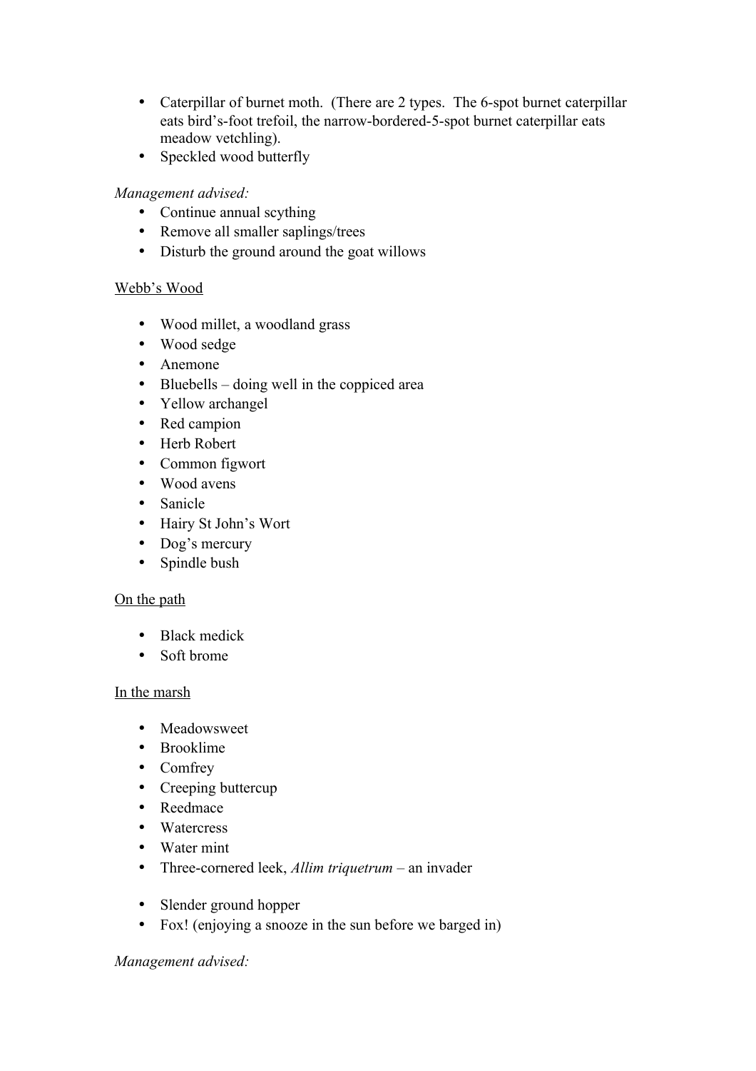- Caterpillar of burnet moth. (There are 2 types. The 6-spot burnet caterpillar eats bird's-foot trefoil, the narrow-bordered-5-spot burnet caterpillar eats meadow vetchling).
- Speckled wood butterfly

*Management advised:*

- Continue annual scything
- Remove all smaller saplings/trees
- Disturb the ground around the goat willows

<u>Webb's Wood</u>

- Wood millet, a woodland grass
- Wood sedge
- Anemone
- Bluebells – doing well in the coppiced area
- Yellow archangel
- Red campion
- Herb Robert
- Common figwort
- Wood avens
- Sanicle
- Hairy St John's Wort
- Dog's mercury
- Spindle bush

<u>On the path</u>

- Black medick
- Soft brome

<u>In the marsh</u>

- Meadowsweet
- Brooklime
- Comfrey
- Creeping buttercup
- Reedmace
- Watercress
- Water mint
- Three-cornered leek, *Allim triquetrum* – an invader

- Slender ground hopper
- Fox! (enjoying a snooze in the sun before we barged in)

*Management advised:*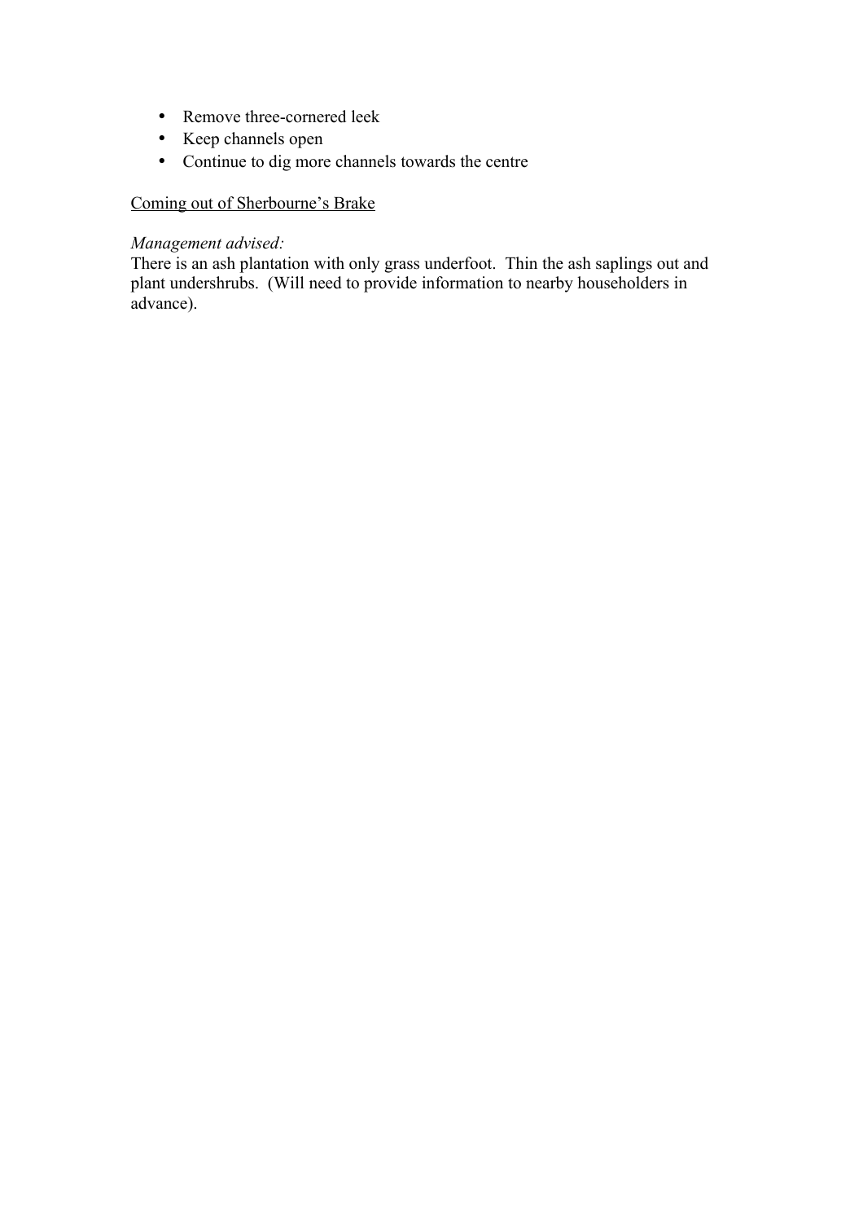- Remove three-cornered leek
- Keep channels open
- Continue to dig more channels towards the centre

<u>Coming out of Sherbourne's Brake</u>

*Management advised:*
There is an ash plantation with only grass underfoot. Thin the ash saplings out and plant undershrubs. (Will need to provide information to nearby householders in advance).